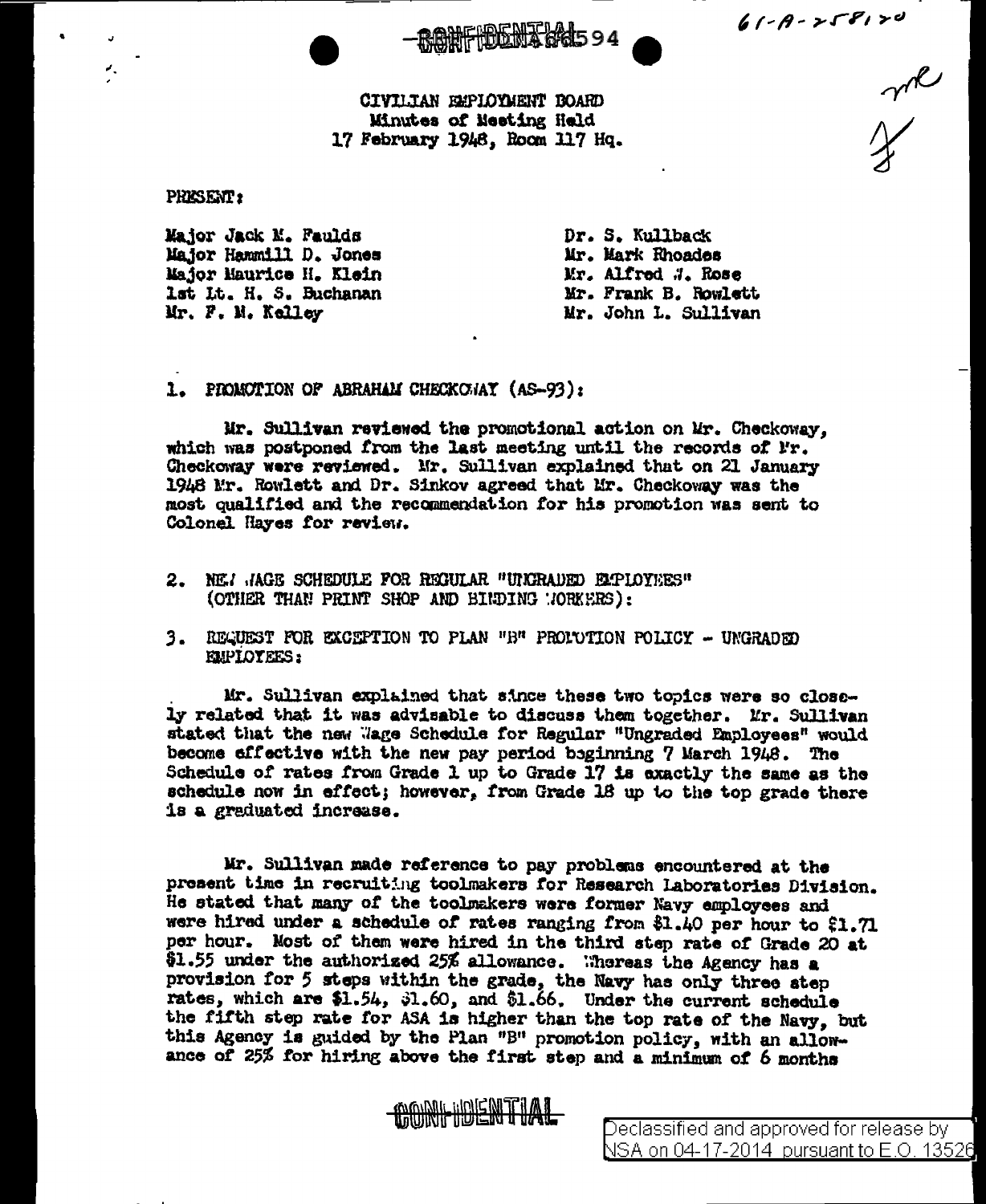CIVILIAN EMPLOYMENT BOARD
Minutes of Meeting Held
17 February 1948, Room 117 Hq.

PRESENT:

Major Jack M. Faulds
Major Hammill D. Jones
Major Maurice H. Klein
1st Lt. H. S. Buchanan
Mr. F. M. Kelley

Dr. S. Kullback
Mr. Mark Rhoades
Mr. Alfred W. Rose
Mr. Frank B. Rowlett
Mr. John L. Sullivan

1. PROMOTION OF ABRAHAM CHECKOWAY (AS-93):

Mr. Sullivan reviewed the promotional action on Mr. Checkoway, which was postponed from the last meeting until the records of Mr. Checkoway were reviewed. Mr. Sullivan explained that on 21 January 1948 Mr. Rowlett and Dr. Sinkov agreed that Mr. Checkoway was the most qualified and the recommendation for his promotion was sent to Colonel Hayes for review.

2. NEW WAGE SCHEDULE FOR REGULAR "UNGRADED EMPLOYEES" (OTHER THAN PRINT SHOP AND BINDING WORKERS):

3. REQUEST FOR EXCEPTION TO PLAN "B" PROMOTION POLICY - UNGRADED EMPLOYEES:

Mr. Sullivan explained that since these two topics were so closely related that it was advisable to discuss them together. Mr. Sullivan stated that the new Wage Schedule for Regular "Ungraded Employees" would become effective with the new pay period beginning 7 March 1948. The Schedule of rates from Grade 1 up to Grade 17 is exactly the same as the schedule now in effect; however, from Grade 18 up to the top grade there is a graduated increase.

Mr. Sullivan made reference to pay problems encountered at the present time in recruiting toolmakers for Research Laboratories Division. He stated that many of the toolmakers were former Navy employees and were hired under a schedule of rates ranging from $1.40 per hour to $1.71 per hour. Most of them were hired in the third step rate of Grade 20 at $1.55 under the authorized 25% allowance. Whereas the Agency has a provision for 5 steps within the grade, the Navy has only three step rates, which are $1.54, $1.60, and $1.66. Under the current schedule the fifth step rate for ASA is higher than the top rate of the Navy, but this Agency is guided by the Plan "B" promotion policy, with an allowance of 25% for hiring above the first step and a minimum of 6 months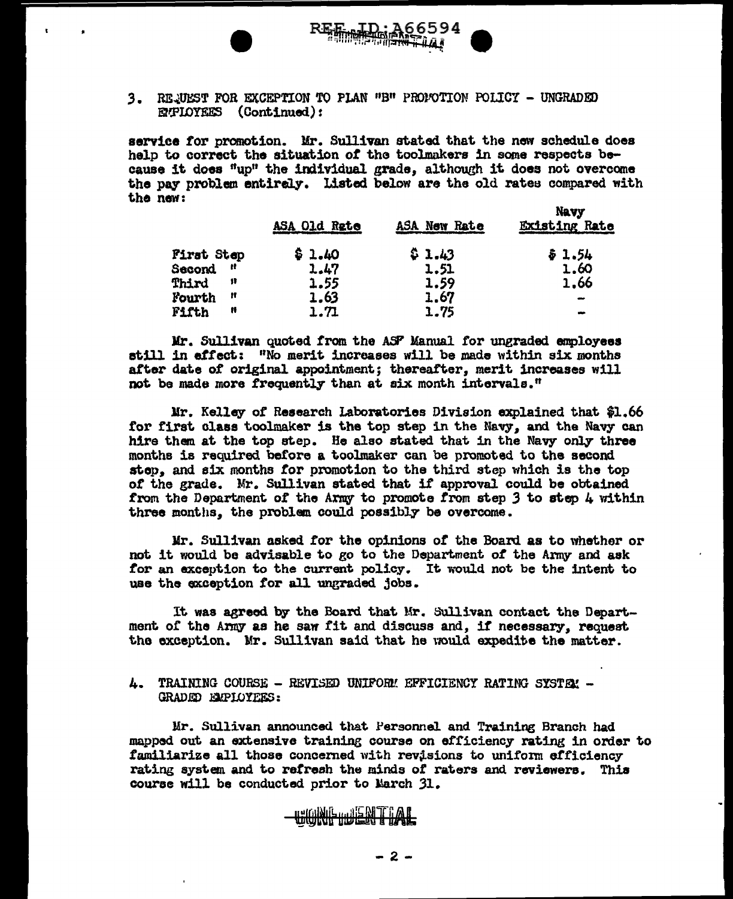3. REQUEST FOR EXCEPTION TO PLAN "B" PROMOTION POLICY - UNGRADED EMPLOYEES (Continued):

service for promotion. Mr. Sullivan stated that the new schedule does help to correct the situation of the toolmakers in some respects because it does "up" the individual grade, although it does not overcome the pay problem entirely. Listed below are the old rates compared with the new:

| | ASA Old Rate | ASA New Rate | Navy Existing Rate |
|---|---|---|---|
| First Step | $ 1.40 | $ 1.43 | $ 1.54 |
| Second " | 1.47 | 1.51 | 1.60 |
| Third " | 1.55 | 1.59 | 1.66 |
| Fourth " | 1.63 | 1.67 | - |
| Fifth " | 1.71 | 1.75 | - |

Mr. Sullivan quoted from the ASF Manual for ungraded employees still in effect: "No merit increases will be made within six months after date of original appointment; thereafter, merit increases will not be made more frequently than at six month intervals."

Mr. Kelley of Research Laboratories Division explained that $1.66 for first class toolmaker is the top step in the Navy, and the Navy can hire them at the top step. He also stated that in the Navy only three months is required before a toolmaker can be promoted to the second step, and six months for promotion to the third step which is the top of the grade. Mr. Sullivan stated that if approval could be obtained from the Department of the Army to promote from step 3 to step 4 within three months, the problem could possibly be overcome.

Mr. Sullivan asked for the opinions of the Board as to whether or not it would be advisable to go to the Department of the Army and ask for an exception to the current policy. It would not be the intent to use the exception for all ungraded jobs.

It was agreed by the Board that Mr. Sullivan contact the Department of the Army as he saw fit and discuss and, if necessary, request the exception. Mr. Sullivan said that he would expedite the matter.

4. TRAINING COURSE - REVISED UNIFORM EFFICIENCY RATING SYSTEM - GRADED EMPLOYEES:

Mr. Sullivan announced that Personnel and Training Branch had mapped out an extensive training course on efficiency rating in order to familiarize all those concerned with revisions to uniform efficiency rating system and to refresh the minds of raters and reviewers. This course will be conducted prior to March 31.

CONFIDENTIAL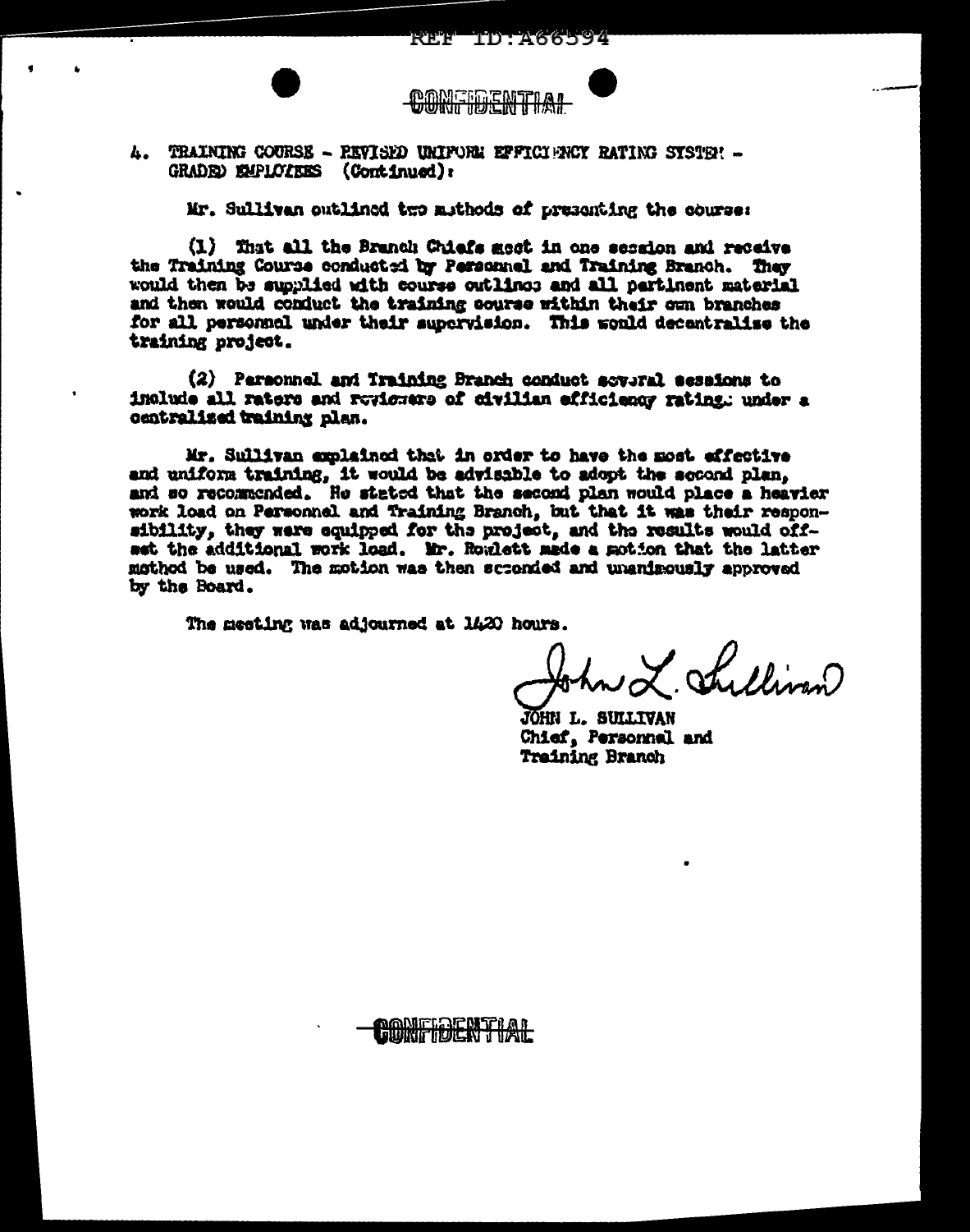CONFIDENTIAL

4. TRAINING COURSE - REVISED UNIFORM EFFICIENCY RATING SYSTEM - GRADED EMPLOYEES (Continued):

Mr. Sullivan outlined two methods of presenting the course:

(1) That all the Branch Chiefs meet in one session and receive the Training Course conducted by Personnel and Training Branch. They would then be supplied with course outlines and all pertinent material and then would conduct the training course within their own branches for all personnel under their supervision. This would decentralize the training project.

(2) Personnel and Training Branch conduct several sessions to include all raters and reviewers of civilian efficiency ratings under a centralized training plan.

Mr. Sullivan explained that in order to have the most effective and uniform training, it would be advisable to adopt the second plan, and so recommended. He stated that the second plan would place a heavier work load on Personnel and Training Branch, but that it was their responsibility, they were equipped for the project, and the results would offset the additional work load. Mr. Rowlett made a motion that the latter method be used. The motion was then seconded and unanimously approved by the Board.

The meeting was adjourned at 1420 hours.

John L. Sullivan

JOHN L. SULLIVAN
Chief, Personnel and Training Branch

CONFIDENTIAL